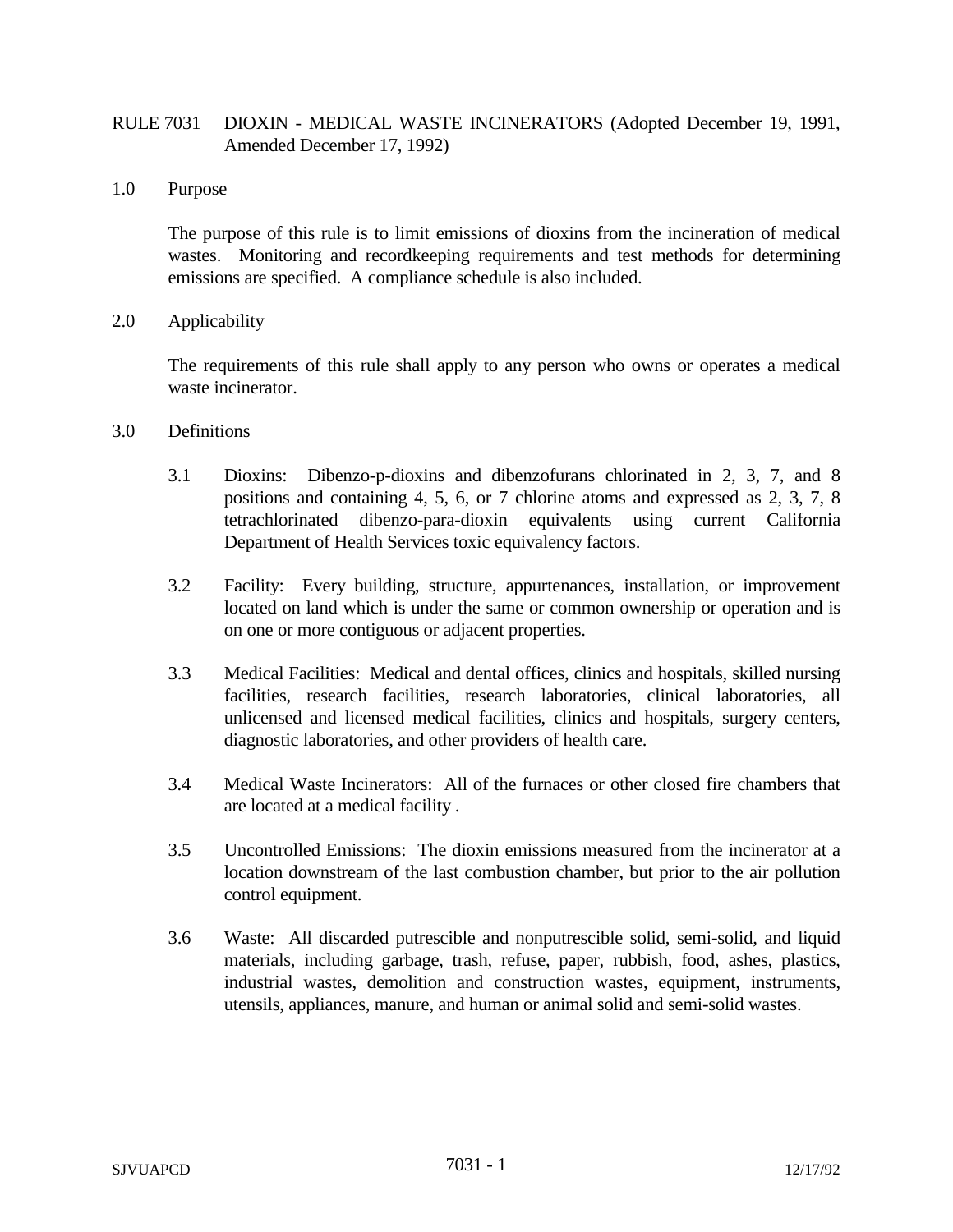# RULE 7031 DIOXIN - MEDICAL WASTE INCINERATORS (Adopted December 19, 1991, Amended December 17, 1992)

## 1.0 Purpose

The purpose of this rule is to limit emissions of dioxins from the incineration of medical wastes. Monitoring and recordkeeping requirements and test methods for determining emissions are specified. A compliance schedule is also included.

## 2.0 Applicability

The requirements of this rule shall apply to any person who owns or operates a medical waste incinerator.

## 3.0 Definitions

3.1 Dioxins: Dibenzo-p-dioxins and dibenzofurans chlorinated in 2, 3, 7, and 8 positions and containing 4, 5, 6, or 7 chlorine atoms and expressed as 2, 3, 7, 8 tetrachlorinated dibenzo-para-dioxin equivalents using current California Department of Health Services toxic equivalency factors.

3.2 Facility: Every building, structure, appurtenances, installation, or improvement located on land which is under the same or common ownership or operation and is on one or more contiguous or adjacent properties.

3.3 Medical Facilities: Medical and dental offices, clinics and hospitals, skilled nursing facilities, research facilities, research laboratories, clinical laboratories, all unlicensed and licensed medical facilities, clinics and hospitals, surgery centers, diagnostic laboratories, and other providers of health care.

3.4 Medical Waste Incinerators: All of the furnaces or other closed fire chambers that are located at a medical facility .

3.5 Uncontrolled Emissions: The dioxin emissions measured from the incinerator at a location downstream of the last combustion chamber, but prior to the air pollution control equipment.

3.6 Waste: All discarded putrescible and nonputrescible solid, semi-solid, and liquid materials, including garbage, trash, refuse, paper, rubbish, food, ashes, plastics, industrial wastes, demolition and construction wastes, equipment, instruments, utensils, appliances, manure, and human or animal solid and semi-solid wastes.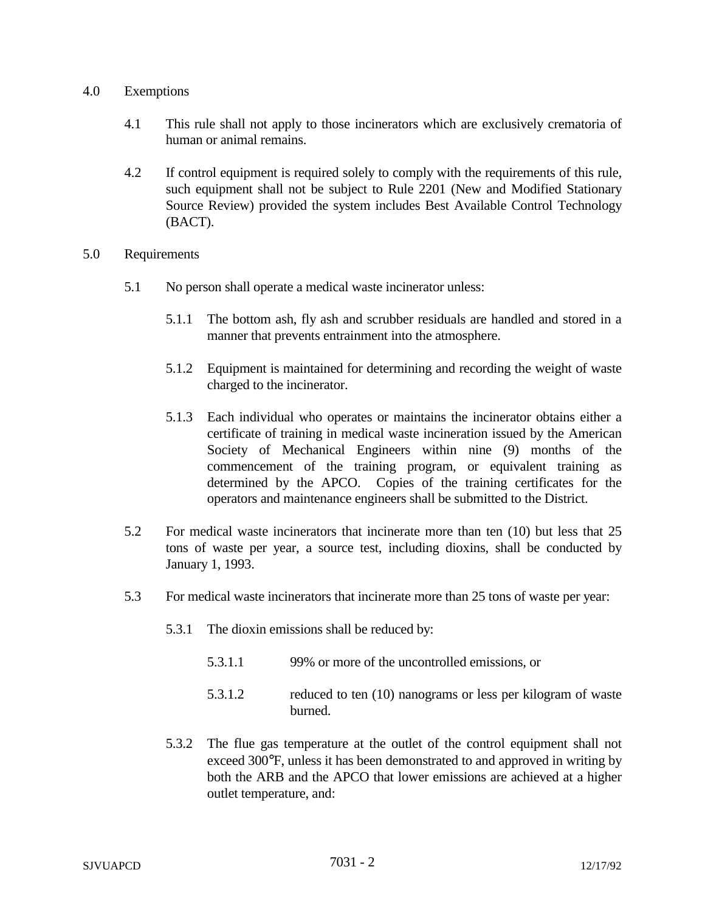## 4.0 Exemptions

4.1 This rule shall not apply to those incinerators which are exclusively crematoria of human or animal remains.

4.2 If control equipment is required solely to comply with the requirements of this rule, such equipment shall not be subject to Rule 2201 (New and Modified Stationary Source Review) provided the system includes Best Available Control Technology (BACT).

## 5.0 Requirements

5.1 No person shall operate a medical waste incinerator unless:

5.1.1 The bottom ash, fly ash and scrubber residuals are handled and stored in a manner that prevents entrainment into the atmosphere.

5.1.2 Equipment is maintained for determining and recording the weight of waste charged to the incinerator.

5.1.3 Each individual who operates or maintains the incinerator obtains either a certificate of training in medical waste incineration issued by the American Society of Mechanical Engineers within nine (9) months of the commencement of the training program, or equivalent training as determined by the APCO. Copies of the training certificates for the operators and maintenance engineers shall be submitted to the District.

5.2 For medical waste incinerators that incinerate more than ten (10) but less that 25 tons of waste per year, a source test, including dioxins, shall be conducted by January 1, 1993.

5.3 For medical waste incinerators that incinerate more than 25 tons of waste per year:

5.3.1 The dioxin emissions shall be reduced by:

5.3.1.1 99% or more of the uncontrolled emissions, or

5.3.1.2 reduced to ten (10) nanograms or less per kilogram of waste burned.

5.3.2 The flue gas temperature at the outlet of the control equipment shall not exceed 300°F, unless it has been demonstrated to and approved in writing by both the ARB and the APCO that lower emissions are achieved at a higher outlet temperature, and: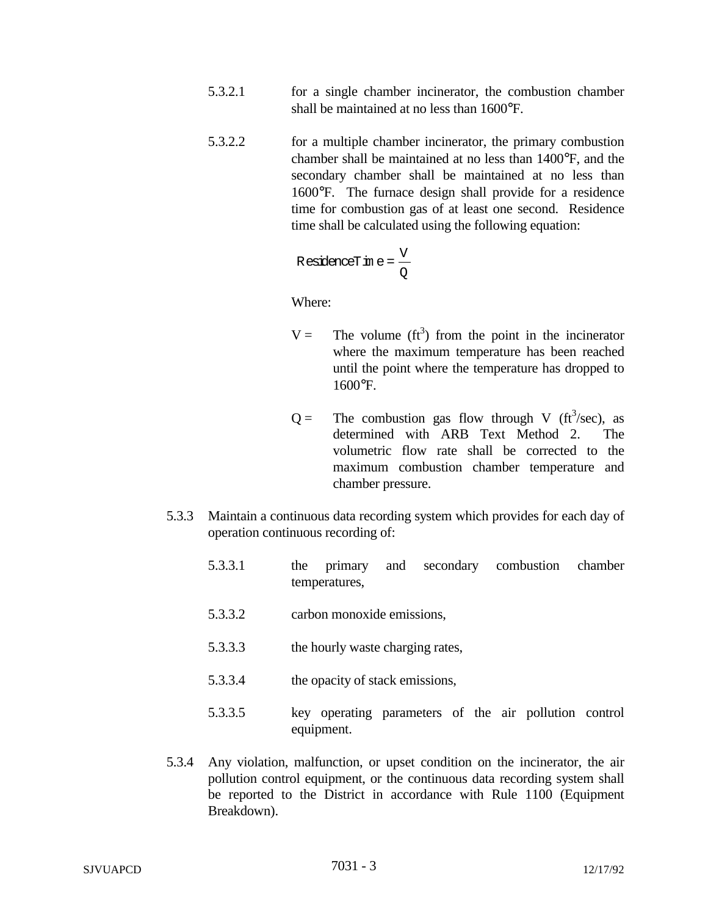5.3.2.1 for a single chamber incinerator, the combustion chamber shall be maintained at no less than 1600°F.

5.3.2.2 for a multiple chamber incinerator, the primary combustion chamber shall be maintained at no less than 1400°F, and the secondary chamber shall be maintained at no less than 1600°F. The furnace design shall provide for a residence time for combustion gas of at least one second. Residence time shall be calculated using the following equation:

$$\text{Residence Time} = \frac{V}{Q}$$

Where:

$V$ = The volume ($ft^3$) from the point in the incinerator where the maximum temperature has been reached until the point where the temperature has dropped to 1600°F.

$Q$ = The combustion gas flow through V ($ft^3$/sec), as determined with ARB Text Method 2. The volumetric flow rate shall be corrected to the maximum combustion chamber temperature and chamber pressure.

5.3.3 Maintain a continuous data recording system which provides for each day of operation continuous recording of:

5.3.3.1 the primary and secondary combustion chamber temperatures,

5.3.3.2 carbon monoxide emissions,

5.3.3.3 the hourly waste charging rates,

5.3.3.4 the opacity of stack emissions,

5.3.3.5 key operating parameters of the air pollution control equipment.

5.3.4 Any violation, malfunction, or upset condition on the incinerator, the air pollution control equipment, or the continuous data recording system shall be reported to the District in accordance with Rule 1100 (Equipment Breakdown).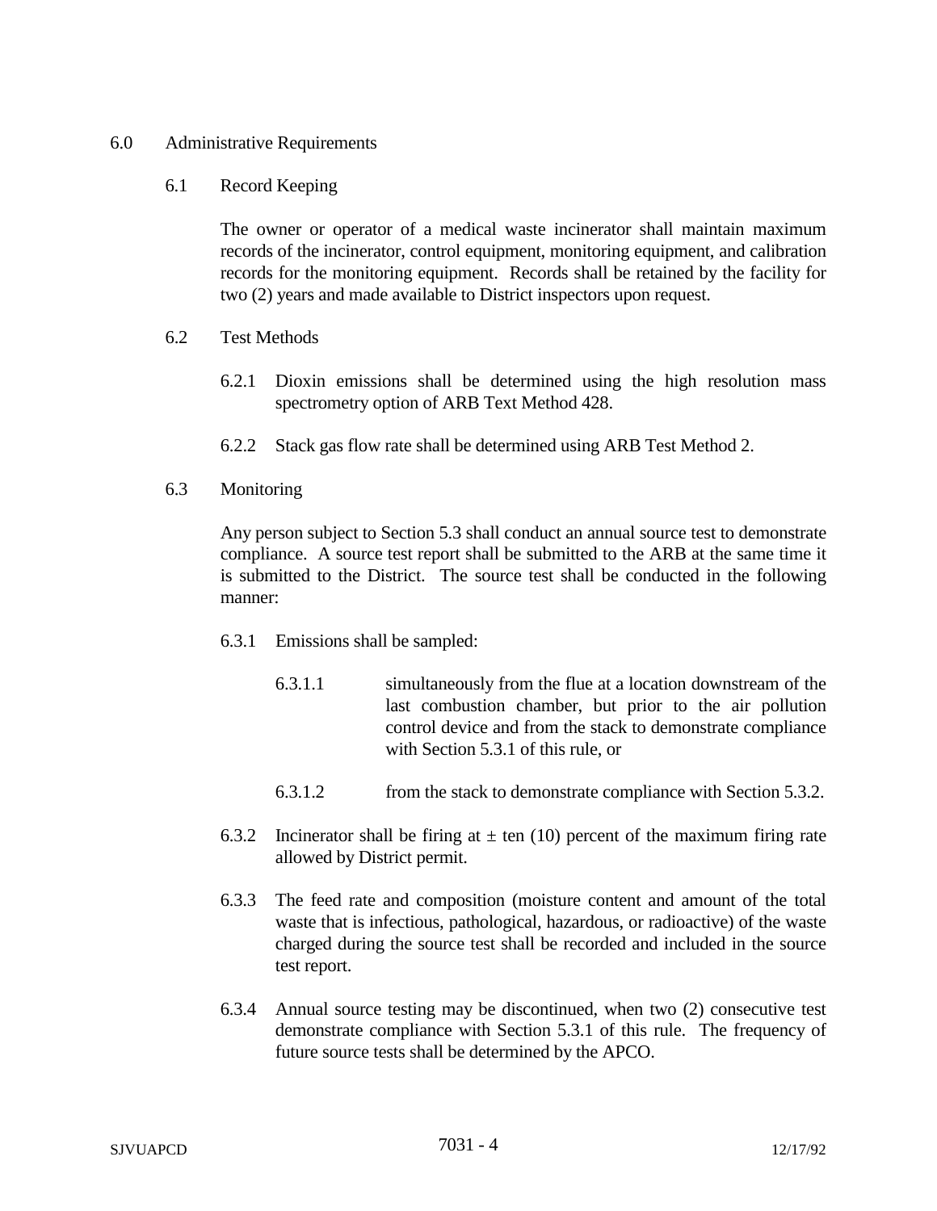## 6.0 Administrative Requirements

### 6.1 Record Keeping

The owner or operator of a medical waste incinerator shall maintain maximum records of the incinerator, control equipment, monitoring equipment, and calibration records for the monitoring equipment. Records shall be retained by the facility for two (2) years and made available to District inspectors upon request.

### 6.2 Test Methods

6.2.1 Dioxin emissions shall be determined using the high resolution mass spectrometry option of ARB Text Method 428.

6.2.2 Stack gas flow rate shall be determined using ARB Test Method 2.

### 6.3 Monitoring

Any person subject to Section 5.3 shall conduct an annual source test to demonstrate compliance. A source test report shall be submitted to the ARB at the same time it is submitted to the District. The source test shall be conducted in the following manner:

6.3.1 Emissions shall be sampled:

6.3.1.1 simultaneously from the flue at a location downstream of the last combustion chamber, but prior to the air pollution control device and from the stack to demonstrate compliance with Section 5.3.1 of this rule, or

6.3.1.2 from the stack to demonstrate compliance with Section 5.3.2.

6.3.2 Incinerator shall be firing at ± ten (10) percent of the maximum firing rate allowed by District permit.

6.3.3 The feed rate and composition (moisture content and amount of the total waste that is infectious, pathological, hazardous, or radioactive) of the waste charged during the source test shall be recorded and included in the source test report.

6.3.4 Annual source testing may be discontinued, when two (2) consecutive test demonstrate compliance with Section 5.3.1 of this rule. The frequency of future source tests shall be determined by the APCO.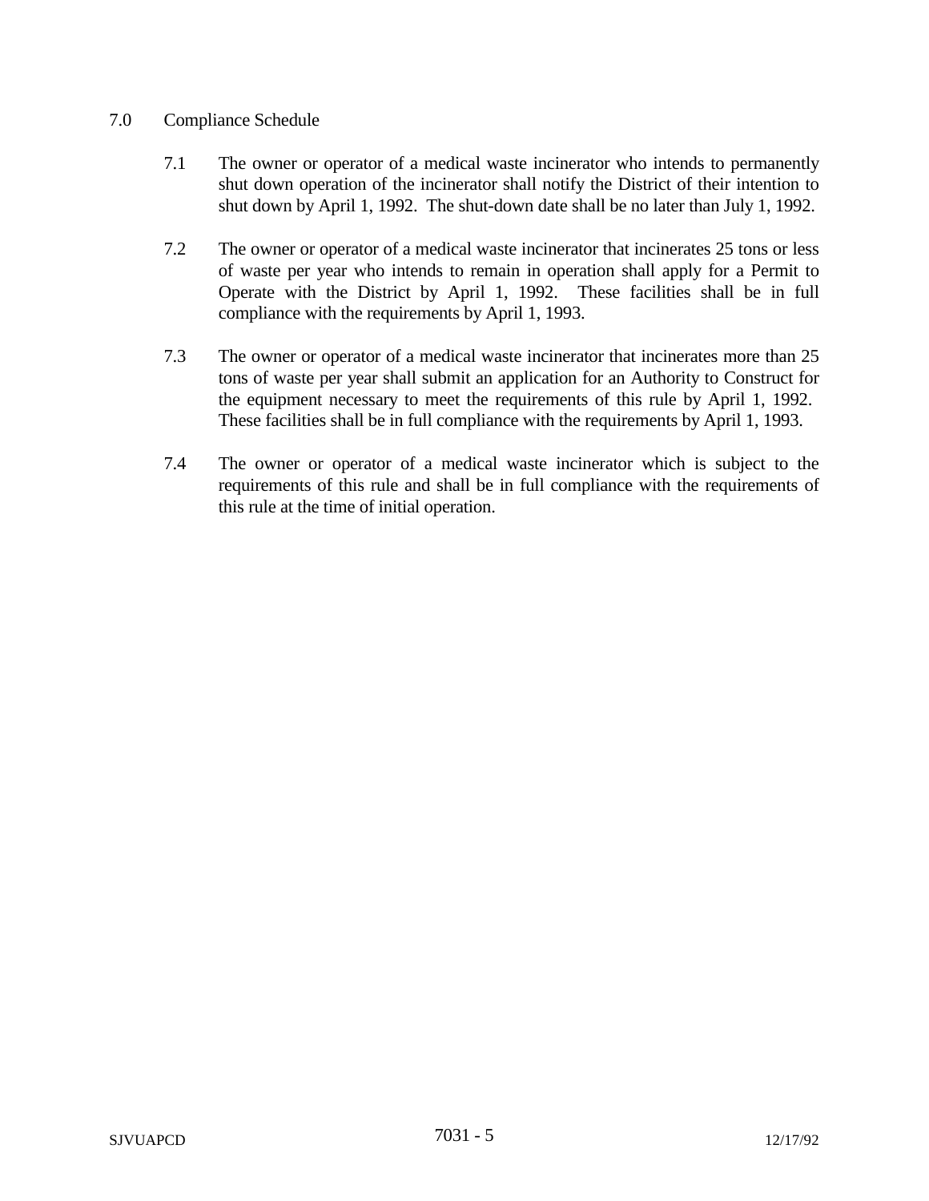## 7.0 Compliance Schedule

7.1 The owner or operator of a medical waste incinerator who intends to permanently shut down operation of the incinerator shall notify the District of their intention to shut down by April 1, 1992. The shut-down date shall be no later than July 1, 1992.

7.2 The owner or operator of a medical waste incinerator that incinerates 25 tons or less of waste per year who intends to remain in operation shall apply for a Permit to Operate with the District by April 1, 1992. These facilities shall be in full compliance with the requirements by April 1, 1993.

7.3 The owner or operator of a medical waste incinerator that incinerates more than 25 tons of waste per year shall submit an application for an Authority to Construct for the equipment necessary to meet the requirements of this rule by April 1, 1992. These facilities shall be in full compliance with the requirements by April 1, 1993.

7.4 The owner or operator of a medical waste incinerator which is subject to the requirements of this rule and shall be in full compliance with the requirements of this rule at the time of initial operation.